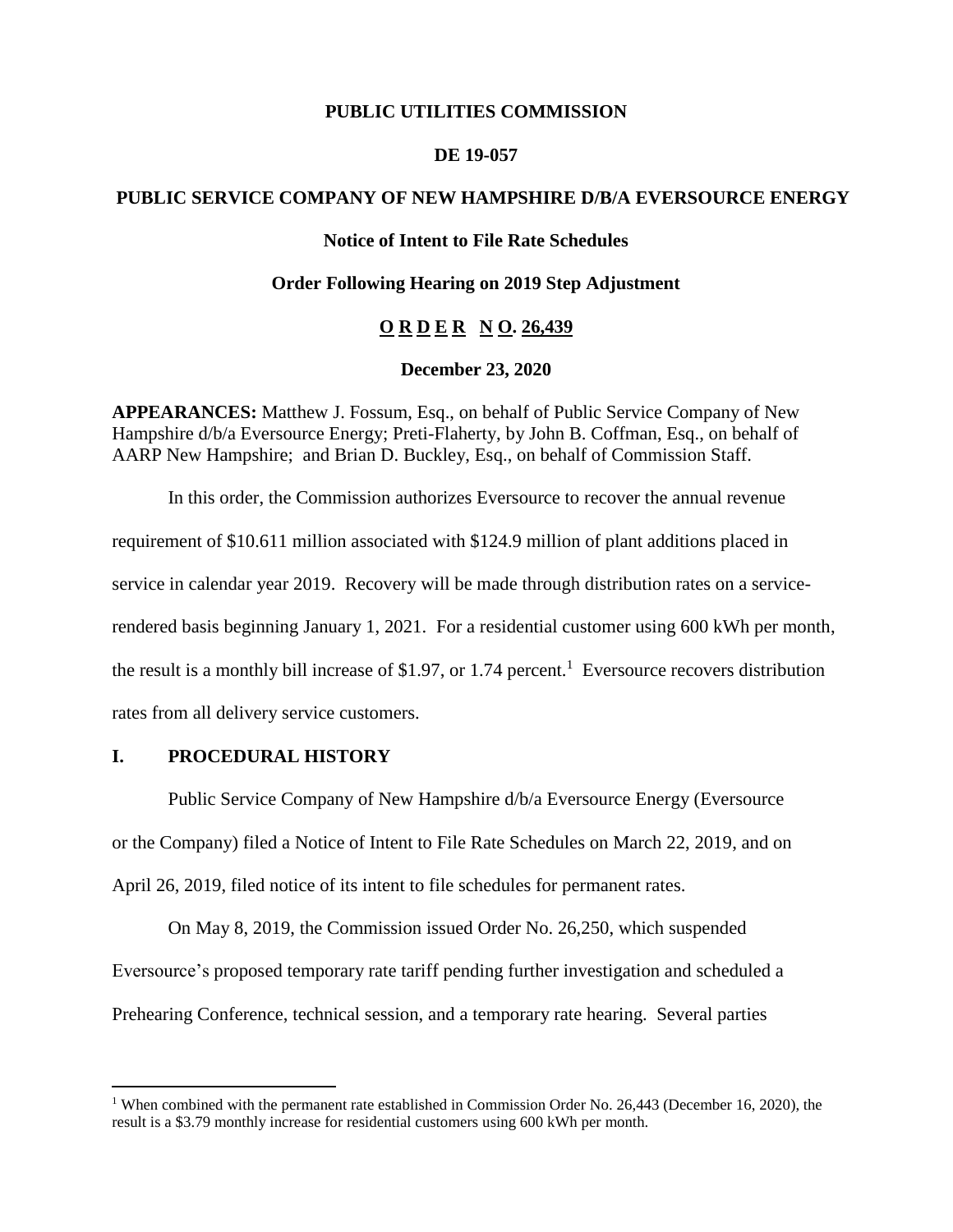**PUBLIC UTILITIES COMMISSION**

**DE 19-057**

**PUBLIC SERVICE COMPANY OF NEW HAMPSHIRE D/B/A EVERSOURCE ENERGY**

**Notice of Intent to File Rate Schedules**

**Order Following Hearing on 2019 Step Adjustment**

**O R D E R N O. 26,439**

**December 23, 2020**

**APPEARANCES:** Matthew J. Fossum, Esq., on behalf of Public Service Company of New Hampshire d/b/a Eversource Energy; Preti-Flaherty, by John B. Coffman, Esq., on behalf of AARP New Hampshire; and Brian D. Buckley, Esq., on behalf of Commission Staff.

In this order, the Commission authorizes Eversource to recover the annual revenue requirement of $10.611 million associated with $124.9 million of plant additions placed in service in calendar year 2019. Recovery will be made through distribution rates on a service-rendered basis beginning January 1, 2021. For a residential customer using 600 kWh per month, the result is a monthly bill increase of $1.97, or 1.74 percent.[1] Eversource recovers distribution rates from all delivery service customers.

## I. PROCEDURAL HISTORY

Public Service Company of New Hampshire d/b/a Eversource Energy (Eversource or the Company) filed a Notice of Intent to File Rate Schedules on March 22, 2019, and on April 26, 2019, filed notice of its intent to file schedules for permanent rates.

On May 8, 2019, the Commission issued Order No. 26,250, which suspended Eversource's proposed temporary rate tariff pending further investigation and scheduled a Prehearing Conference, technical session, and a temporary rate hearing. Several parties

[1] When combined with the permanent rate established in Commission Order No. 26,443 (December 16, 2020), the result is a $3.79 monthly increase for residential customers using 600 kWh per month.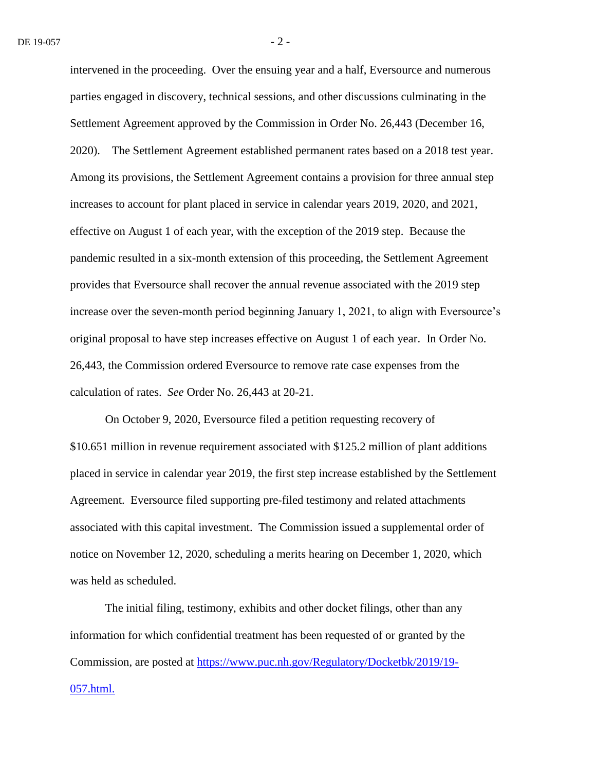intervened in the proceeding. Over the ensuing year and a half, Eversource and numerous parties engaged in discovery, technical sessions, and other discussions culminating in the Settlement Agreement approved by the Commission in Order No. 26,443 (December 16, 2020). The Settlement Agreement established permanent rates based on a 2018 test year. Among its provisions, the Settlement Agreement contains a provision for three annual step increases to account for plant placed in service in calendar years 2019, 2020, and 2021, effective on August 1 of each year, with the exception of the 2019 step. Because the pandemic resulted in a six-month extension of this proceeding, the Settlement Agreement provides that Eversource shall recover the annual revenue associated with the 2019 step increase over the seven-month period beginning January 1, 2021, to align with Eversource's original proposal to have step increases effective on August 1 of each year. In Order No. 26,443, the Commission ordered Eversource to remove rate case expenses from the calculation of rates. *See* Order No. 26,443 at 20-21.

On October 9, 2020, Eversource filed a petition requesting recovery of $10.651 million in revenue requirement associated with $125.2 million of plant additions placed in service in calendar year 2019, the first step increase established by the Settlement Agreement. Eversource filed supporting pre-filed testimony and related attachments associated with this capital investment. The Commission issued a supplemental order of notice on November 12, 2020, scheduling a merits hearing on December 1, 2020, which was held as scheduled.

The initial filing, testimony, exhibits and other docket filings, other than any information for which confidential treatment has been requested of or granted by the Commission, are posted at [https://www.puc.nh.gov/Regulatory/Docketbk/2019/19-057.html.](https://www.puc.nh.gov/Regulatory/Docketbk/2019/19-057.html)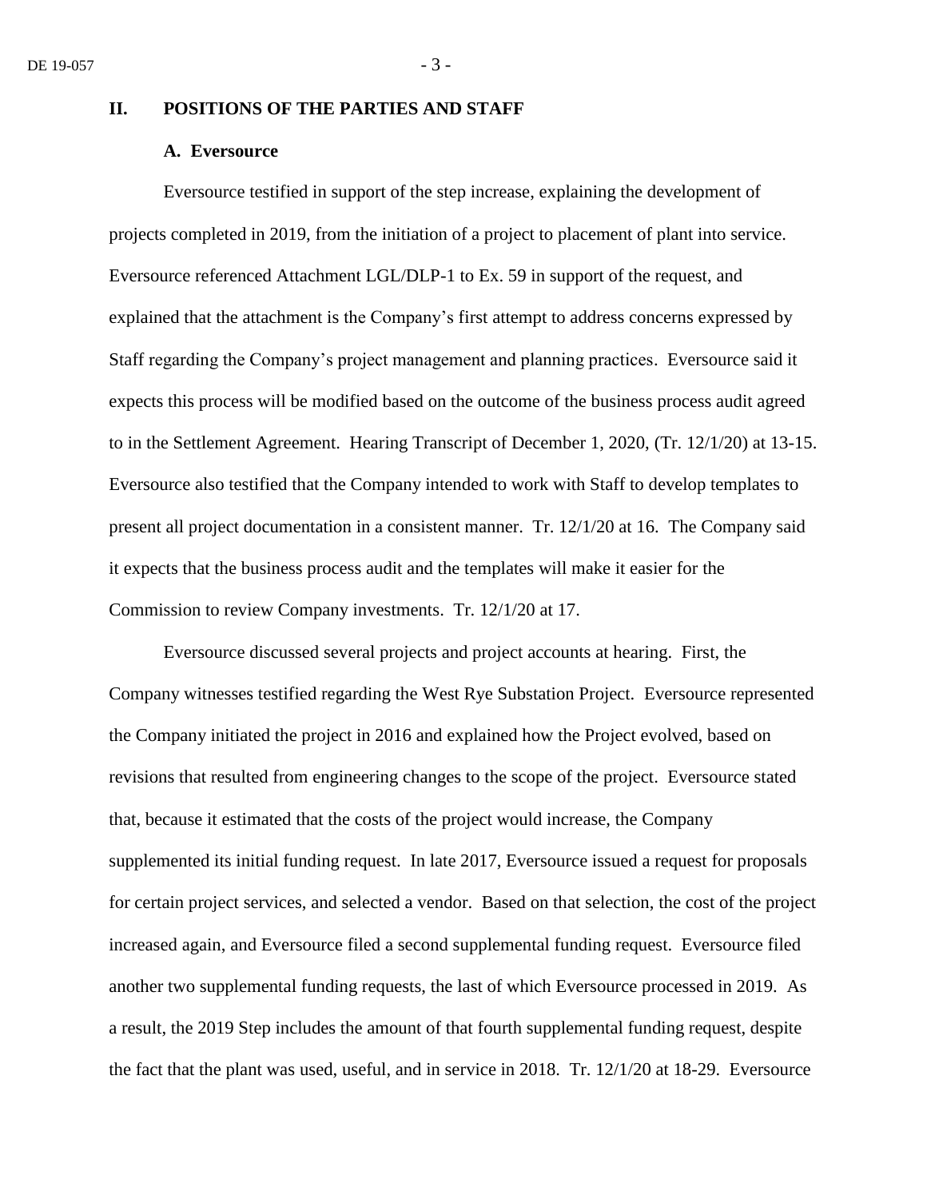## II. POSITIONS OF THE PARTIES AND STAFF

### A. Eversource

Eversource testified in support of the step increase, explaining the development of projects completed in 2019, from the initiation of a project to placement of plant into service. Eversource referenced Attachment LGL/DLP-1 to Ex. 59 in support of the request, and explained that the attachment is the Company's first attempt to address concerns expressed by Staff regarding the Company's project management and planning practices. Eversource said it expects this process will be modified based on the outcome of the business process audit agreed to in the Settlement Agreement. Hearing Transcript of December 1, 2020, (Tr. 12/1/20) at 13-15. Eversource also testified that the Company intended to work with Staff to develop templates to present all project documentation in a consistent manner. Tr. 12/1/20 at 16. The Company said it expects that the business process audit and the templates will make it easier for the Commission to review Company investments. Tr. 12/1/20 at 17.

Eversource discussed several projects and project accounts at hearing. First, the Company witnesses testified regarding the West Rye Substation Project. Eversource represented the Company initiated the project in 2016 and explained how the Project evolved, based on revisions that resulted from engineering changes to the scope of the project. Eversource stated that, because it estimated that the costs of the project would increase, the Company supplemented its initial funding request. In late 2017, Eversource issued a request for proposals for certain project services, and selected a vendor. Based on that selection, the cost of the project increased again, and Eversource filed a second supplemental funding request. Eversource filed another two supplemental funding requests, the last of which Eversource processed in 2019. As a result, the 2019 Step includes the amount of that fourth supplemental funding request, despite the fact that the plant was used, useful, and in service in 2018. Tr. 12/1/20 at 18-29. Eversource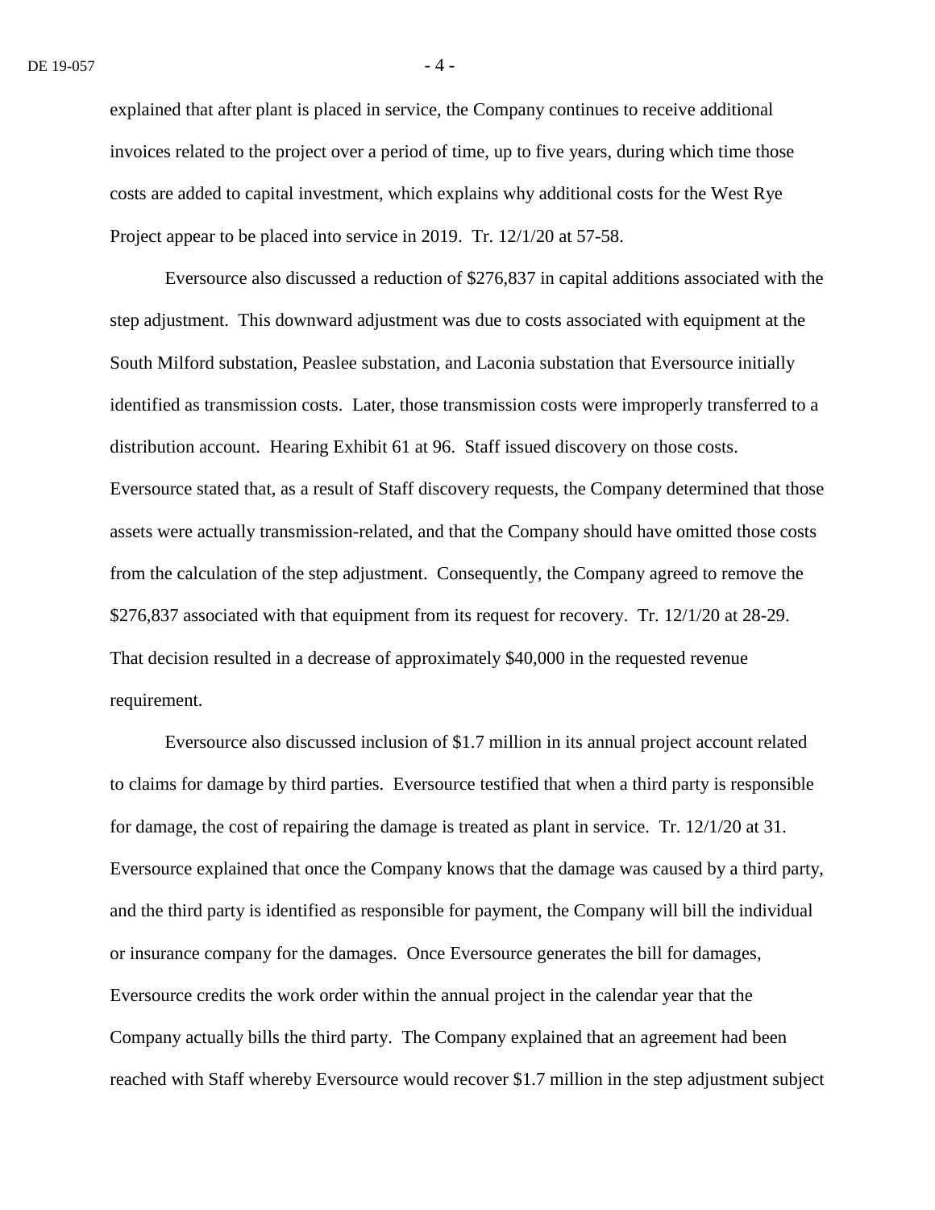explained that after plant is placed in service, the Company continues to receive additional invoices related to the project over a period of time, up to five years, during which time those costs are added to capital investment, which explains why additional costs for the West Rye Project appear to be placed into service in 2019. Tr. 12/1/20 at 57-58.

Eversource also discussed a reduction of $276,837 in capital additions associated with the step adjustment. This downward adjustment was due to costs associated with equipment at the South Milford substation, Peaslee substation, and Laconia substation that Eversource initially identified as transmission costs. Later, those transmission costs were improperly transferred to a distribution account. Hearing Exhibit 61 at 96. Staff issued discovery on those costs. Eversource stated that, as a result of Staff discovery requests, the Company determined that those assets were actually transmission-related, and that the Company should have omitted those costs from the calculation of the step adjustment. Consequently, the Company agreed to remove the $276,837 associated with that equipment from its request for recovery. Tr. 12/1/20 at 28-29. That decision resulted in a decrease of approximately $40,000 in the requested revenue requirement.

Eversource also discussed inclusion of $1.7 million in its annual project account related to claims for damage by third parties. Eversource testified that when a third party is responsible for damage, the cost of repairing the damage is treated as plant in service. Tr. 12/1/20 at 31. Eversource explained that once the Company knows that the damage was caused by a third party, and the third party is identified as responsible for payment, the Company will bill the individual or insurance company for the damages. Once Eversource generates the bill for damages, Eversource credits the work order within the annual project in the calendar year that the Company actually bills the third party. The Company explained that an agreement had been reached with Staff whereby Eversource would recover $1.7 million in the step adjustment subject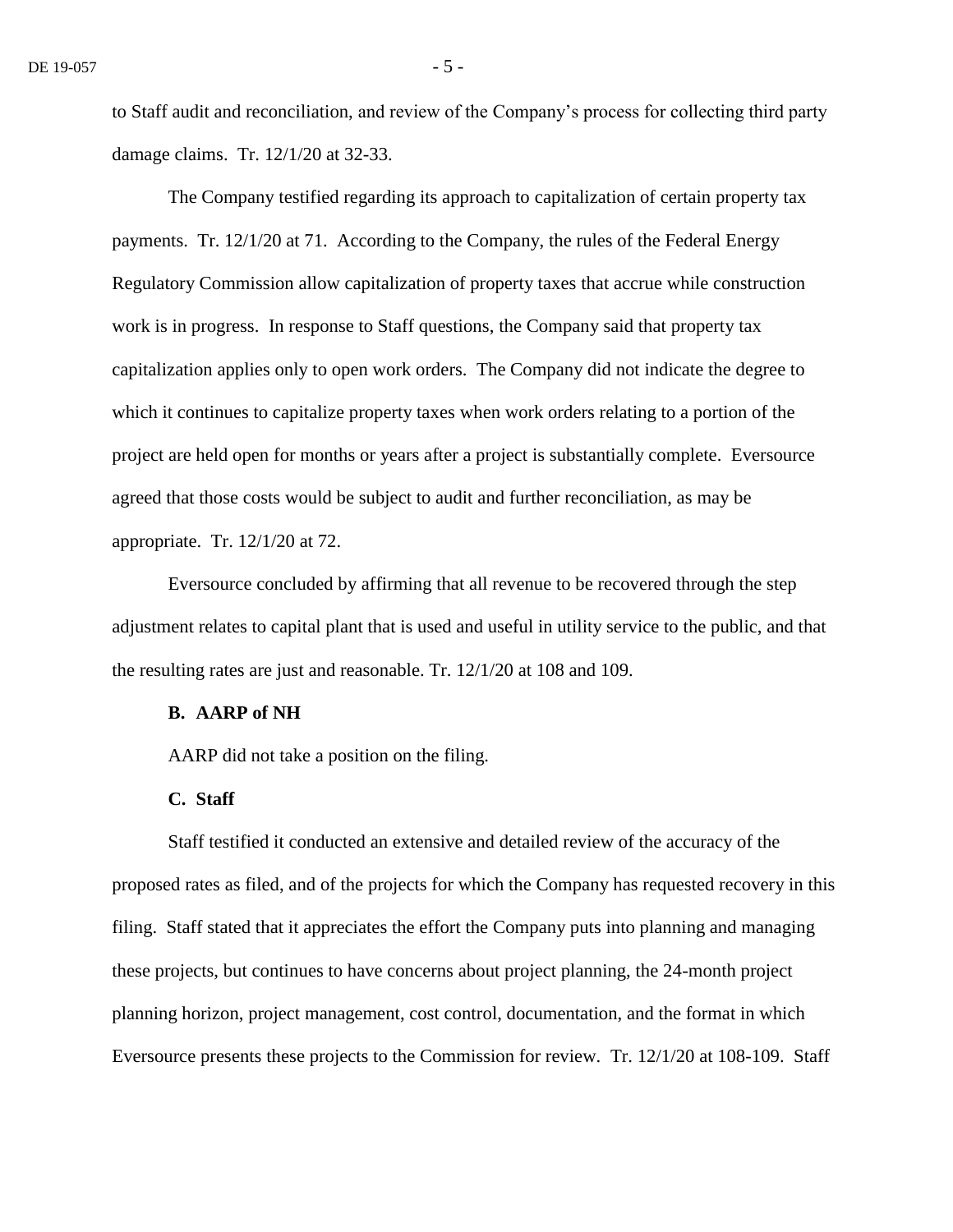to Staff audit and reconciliation, and review of the Company's process for collecting third party damage claims. Tr. 12/1/20 at 32-33.

The Company testified regarding its approach to capitalization of certain property tax payments. Tr. 12/1/20 at 71. According to the Company, the rules of the Federal Energy Regulatory Commission allow capitalization of property taxes that accrue while construction work is in progress. In response to Staff questions, the Company said that property tax capitalization applies only to open work orders. The Company did not indicate the degree to which it continues to capitalize property taxes when work orders relating to a portion of the project are held open for months or years after a project is substantially complete. Eversource agreed that those costs would be subject to audit and further reconciliation, as may be appropriate. Tr. 12/1/20 at 72.

Eversource concluded by affirming that all revenue to be recovered through the step adjustment relates to capital plant that is used and useful in utility service to the public, and that the resulting rates are just and reasonable. Tr. 12/1/20 at 108 and 109.

**B. AARP of NH**

AARP did not take a position on the filing.

**C. Staff**

Staff testified it conducted an extensive and detailed review of the accuracy of the proposed rates as filed, and of the projects for which the Company has requested recovery in this filing. Staff stated that it appreciates the effort the Company puts into planning and managing these projects, but continues to have concerns about project planning, the 24-month project planning horizon, project management, cost control, documentation, and the format in which Eversource presents these projects to the Commission for review. Tr. 12/1/20 at 108-109. Staff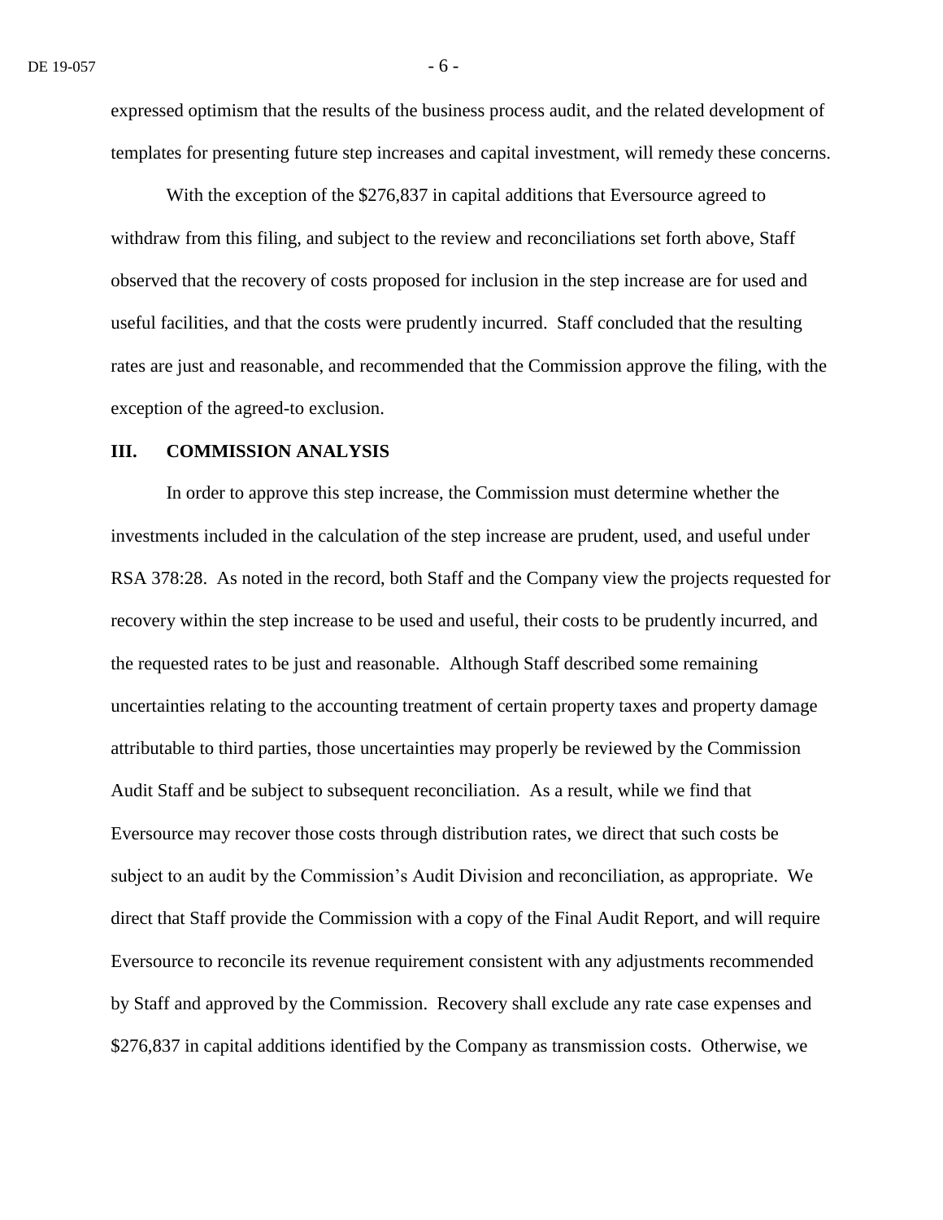expressed optimism that the results of the business process audit, and the related development of templates for presenting future step increases and capital investment, will remedy these concerns.

With the exception of the $276,837 in capital additions that Eversource agreed to withdraw from this filing, and subject to the review and reconciliations set forth above, Staff observed that the recovery of costs proposed for inclusion in the step increase are for used and useful facilities, and that the costs were prudently incurred. Staff concluded that the resulting rates are just and reasonable, and recommended that the Commission approve the filing, with the exception of the agreed-to exclusion.

## III. COMMISSION ANALYSIS

In order to approve this step increase, the Commission must determine whether the investments included in the calculation of the step increase are prudent, used, and useful under RSA 378:28. As noted in the record, both Staff and the Company view the projects requested for recovery within the step increase to be used and useful, their costs to be prudently incurred, and the requested rates to be just and reasonable. Although Staff described some remaining uncertainties relating to the accounting treatment of certain property taxes and property damage attributable to third parties, those uncertainties may properly be reviewed by the Commission Audit Staff and be subject to subsequent reconciliation. As a result, while we find that Eversource may recover those costs through distribution rates, we direct that such costs be subject to an audit by the Commission's Audit Division and reconciliation, as appropriate. We direct that Staff provide the Commission with a copy of the Final Audit Report, and will require Eversource to reconcile its revenue requirement consistent with any adjustments recommended by Staff and approved by the Commission. Recovery shall exclude any rate case expenses and $276,837 in capital additions identified by the Company as transmission costs. Otherwise, we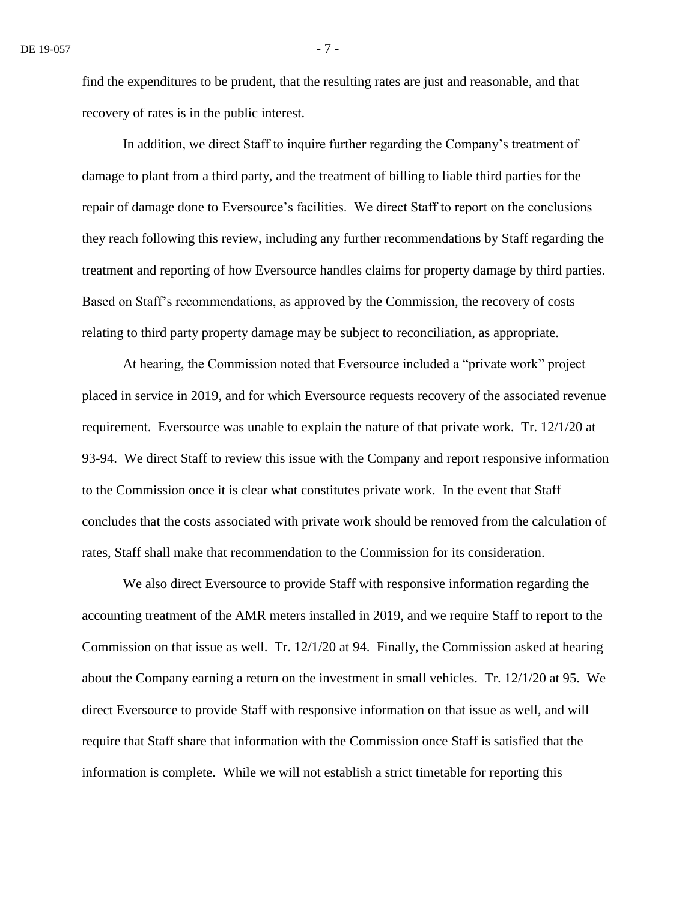find the expenditures to be prudent, that the resulting rates are just and reasonable, and that recovery of rates is in the public interest.

In addition, we direct Staff to inquire further regarding the Company's treatment of damage to plant from a third party, and the treatment of billing to liable third parties for the repair of damage done to Eversource's facilities. We direct Staff to report on the conclusions they reach following this review, including any further recommendations by Staff regarding the treatment and reporting of how Eversource handles claims for property damage by third parties. Based on Staff's recommendations, as approved by the Commission, the recovery of costs relating to third party property damage may be subject to reconciliation, as appropriate.

At hearing, the Commission noted that Eversource included a "private work" project placed in service in 2019, and for which Eversource requests recovery of the associated revenue requirement. Eversource was unable to explain the nature of that private work. Tr. 12/1/20 at 93-94. We direct Staff to review this issue with the Company and report responsive information to the Commission once it is clear what constitutes private work. In the event that Staff concludes that the costs associated with private work should be removed from the calculation of rates, Staff shall make that recommendation to the Commission for its consideration.

We also direct Eversource to provide Staff with responsive information regarding the accounting treatment of the AMR meters installed in 2019, and we require Staff to report to the Commission on that issue as well. Tr. 12/1/20 at 94. Finally, the Commission asked at hearing about the Company earning a return on the investment in small vehicles. Tr. 12/1/20 at 95. We direct Eversource to provide Staff with responsive information on that issue as well, and will require that Staff share that information with the Commission once Staff is satisfied that the information is complete. While we will not establish a strict timetable for reporting this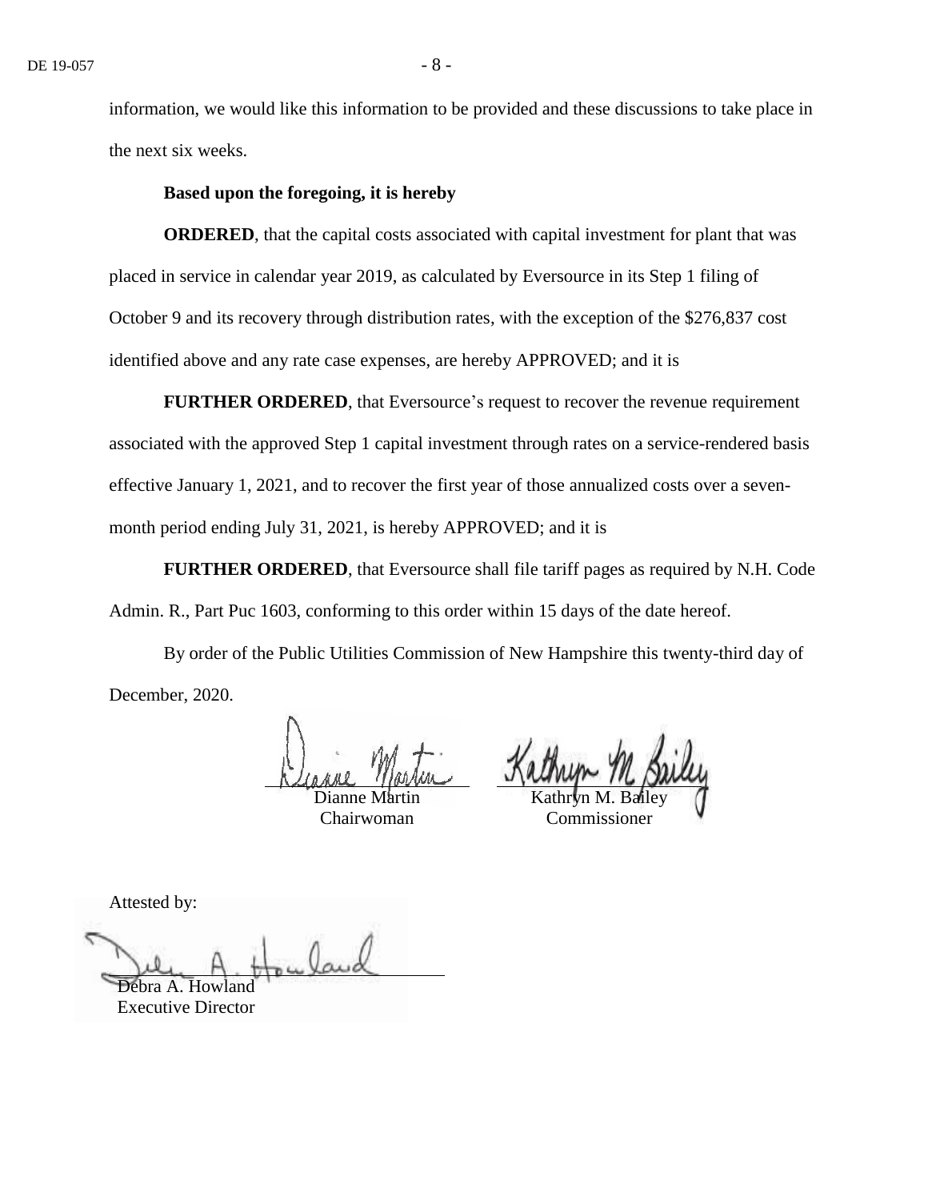information, we would like this information to be provided and these discussions to take place in the next six weeks.

**Based upon the foregoing, it is hereby**

**ORDERED**, that the capital costs associated with capital investment for plant that was placed in service in calendar year 2019, as calculated by Eversource in its Step 1 filing of October 9 and its recovery through distribution rates, with the exception of the $276,837 cost identified above and any rate case expenses, are hereby APPROVED; and it is

**FURTHER ORDERED**, that Eversource's request to recover the revenue requirement associated with the approved Step 1 capital investment through rates on a service-rendered basis effective January 1, 2021, and to recover the first year of those annualized costs over a seven-month period ending July 31, 2021, is hereby APPROVED; and it is

**FURTHER ORDERED**, that Eversource shall file tariff pages as required by N.H. Code Admin. R., Part Puc 1603, conforming to this order within 15 days of the date hereof.

By order of the Public Utilities Commission of New Hampshire this twenty-third day of December, 2020.

Dianne Martin
Chairwoman

Kathryn M. Bailey
Commissioner

Attested by:

Debra A. Howland
Executive Director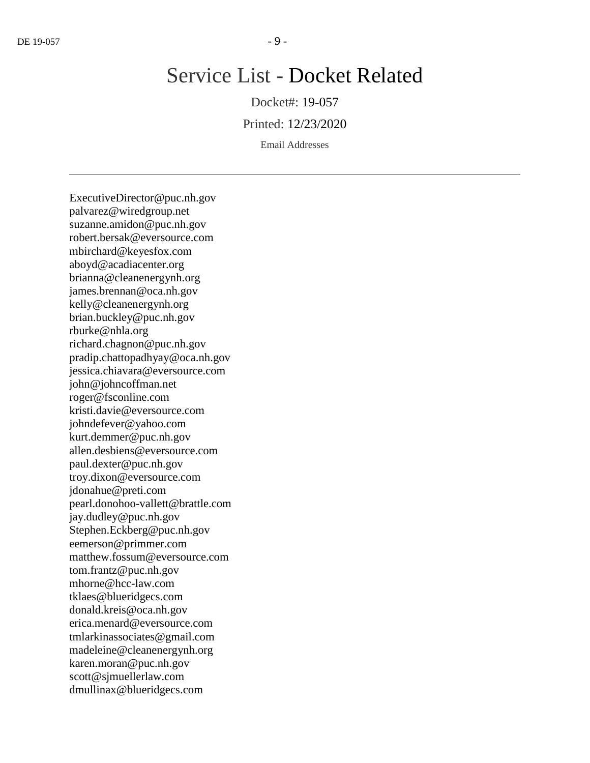# Service List - Docket Related

Docket#: 19-057

Printed: 12/23/2020

Email Addresses

---

ExecutiveDirector@puc.nh.gov
palvarez@wiredgroup.net
suzanne.amidon@puc.nh.gov
robert.bersak@eversource.com
mbirchard@keyesfox.com
aboyd@acadiacenter.org
brianna@cleanenergynh.org
james.brennan@oca.nh.gov
kelly@cleanenergynh.org
brian.buckley@puc.nh.gov
rburke@nhla.org
richard.chagnon@puc.nh.gov
pradip.chattopadhyay@oca.nh.gov
jessica.chiavara@eversource.com
john@johncoffman.net
roger@fsconline.com
kristi.davie@eversource.com
johndefever@yahoo.com
kurt.demmer@puc.nh.gov
allen.desbiens@eversource.com
paul.dexter@puc.nh.gov
troy.dixon@eversource.com
jdonahue@preti.com
pearl.donohoo-vallett@brattle.com
jay.dudley@puc.nh.gov
Stephen.Eckberg@puc.nh.gov
eemerson@primmer.com
matthew.fossum@eversource.com
tom.frantz@puc.nh.gov
mhorne@hcc-law.com
tklaes@blueridgecs.com
donald.kreis@oca.nh.gov
erica.menard@eversource.com
tmlarkinassociates@gmail.com
madeleine@cleanenergynh.org
karen.moran@puc.nh.gov
scott@sjmuellerlaw.com
dmullinax@blueridgecs.com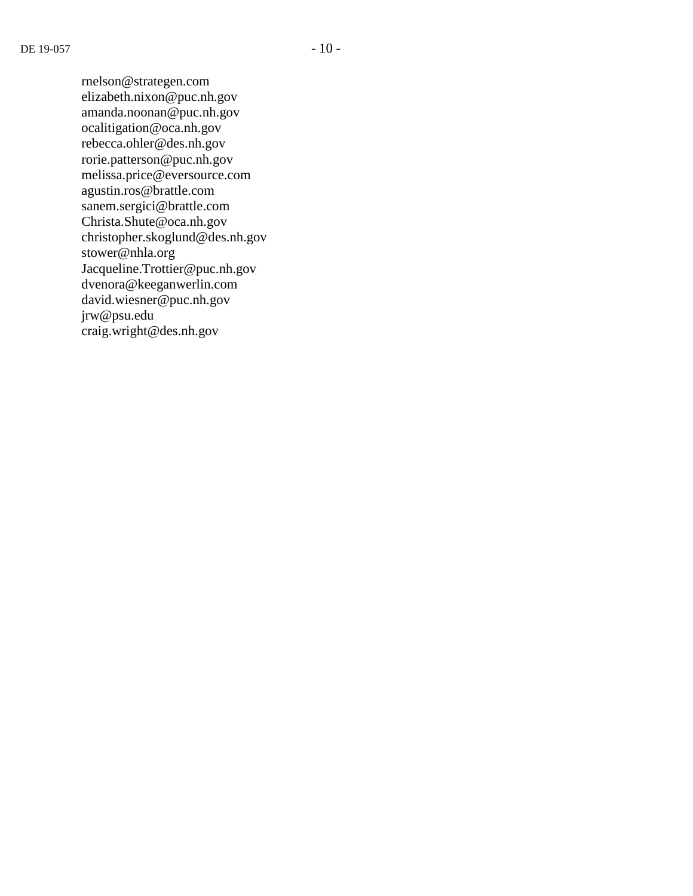rnelson@strategen.com
elizabeth.nixon@puc.nh.gov
amanda.noonan@puc.nh.gov
ocalitigation@oca.nh.gov
rebecca.ohler@des.nh.gov
rorie.patterson@puc.nh.gov
melissa.price@eversource.com
agustin.ros@brattle.com
sanem.sergici@brattle.com
Christa.Shute@oca.nh.gov
christopher.skoglund@des.nh.gov
stower@nhla.org
Jacqueline.Trottier@puc.nh.gov
dvenora@keeganwerlin.com
david.wiesner@puc.nh.gov
jrw@psu.edu
craig.wright@des.nh.gov